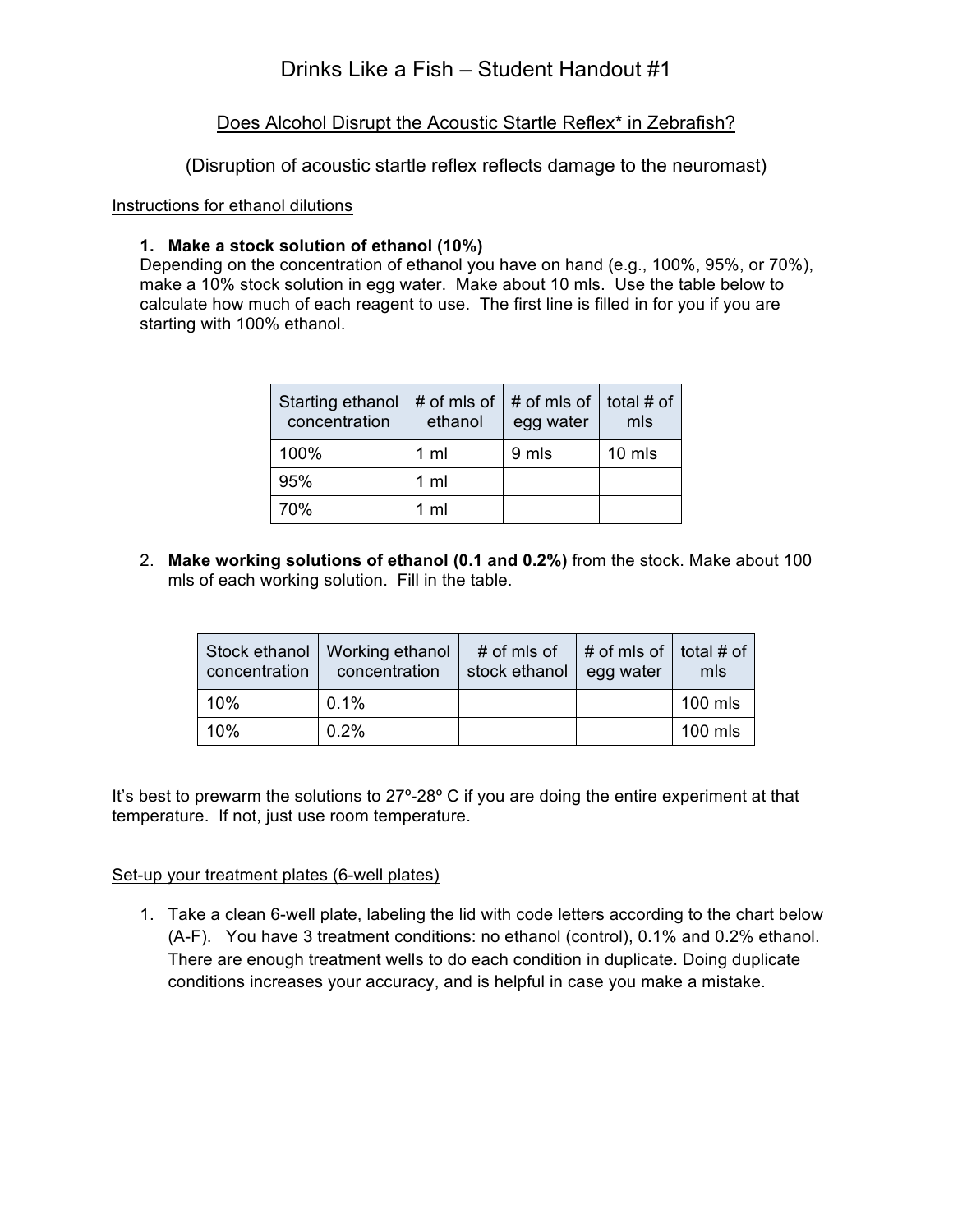# Drinks Like a Fish – Student Handout #1

## Does Alcohol Disrupt the Acoustic Startle Reflex* in Zebrafish?

(Disruption of acoustic startle reflex reflects damage to the neuromast)

Instructions for ethanol dilutions

1. **Make a stock solution of ethanol (10%)**
   Depending on the concentration of ethanol you have on hand (e.g., 100%, 95%, or 70%), make a 10% stock solution in egg water. Make about 10 mls. Use the table below to calculate how much of each reagent to use. The first line is filled in for you if you are starting with 100% ethanol.

| Starting ethanol concentration | # of mls of ethanol | # of mls of egg water | total # of mls |
|---|---|---|---|
| 100% | 1 ml | 9 mls | 10 mls |
| 95% | 1 ml | | |
| 70% | 1 ml | | |

2. **Make working solutions of ethanol (0.1 and 0.2%)** from the stock. Make about 100 mls of each working solution. Fill in the table.

| Stock ethanol concentration | Working ethanol concentration | # of mls of stock ethanol | # of mls of egg water | total # of mls |
|---|---|---|---|---|
| 10% | 0.1% | | | 100 mls |
| 10% | 0.2% | | | 100 mls |

It's best to prewarm the solutions to 27º-28º C if you are doing the entire experiment at that temperature. If not, just use room temperature.

Set-up your treatment plates (6-well plates)

1. Take a clean 6-well plate, labeling the lid with code letters according to the chart below (A-F). You have 3 treatment conditions: no ethanol (control), 0.1% and 0.2% ethanol. There are enough treatment wells to do each condition in duplicate. Doing duplicate conditions increases your accuracy, and is helpful in case you make a mistake.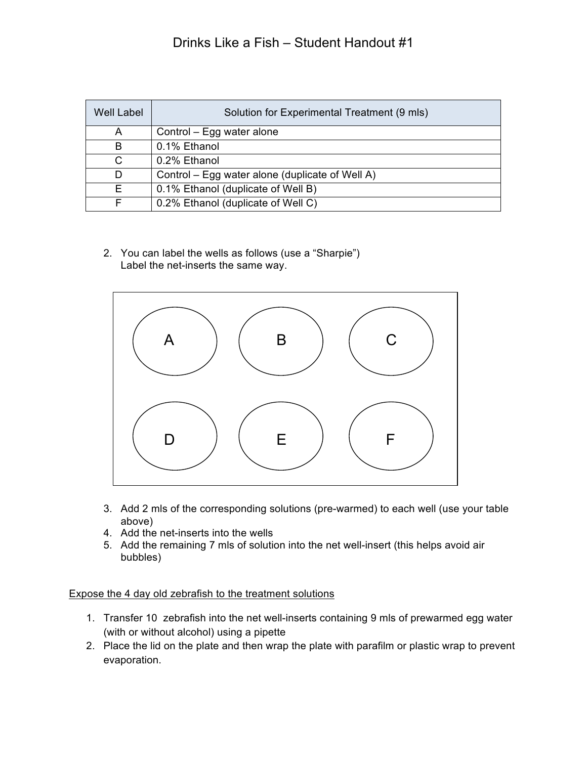# Drinks Like a Fish – Student Handout #1

| Well Label | Solution for Experimental Treatment (9 mls) |
|---|---|
| A | Control – Egg water alone |
| B | 0.1% Ethanol |
| C | 0.2% Ethanol |
| D | Control – Egg water alone (duplicate of Well A) |
| E | 0.1% Ethanol (duplicate of Well B) |
| F | 0.2% Ethanol (duplicate of Well C) |

2. You can label the wells as follows (use a "Sharpie")
   Label the net-inserts the same way.

| A | B | C |
|---|---|---|
| D | E | F |

3. Add 2 mls of the corresponding solutions (pre-warmed) to each well (use your table above)
4. Add the net-inserts into the wells
5. Add the remaining 7 mls of solution into the net well-insert (this helps avoid air bubbles)

<u>Expose the 4 day old zebrafish to the treatment solutions</u>

1. Transfer 10 zebrafish into the net well-inserts containing 9 mls of prewarmed egg water (with or without alcohol) using a pipette
2. Place the lid on the plate and then wrap the plate with parafilm or plastic wrap to prevent evaporation.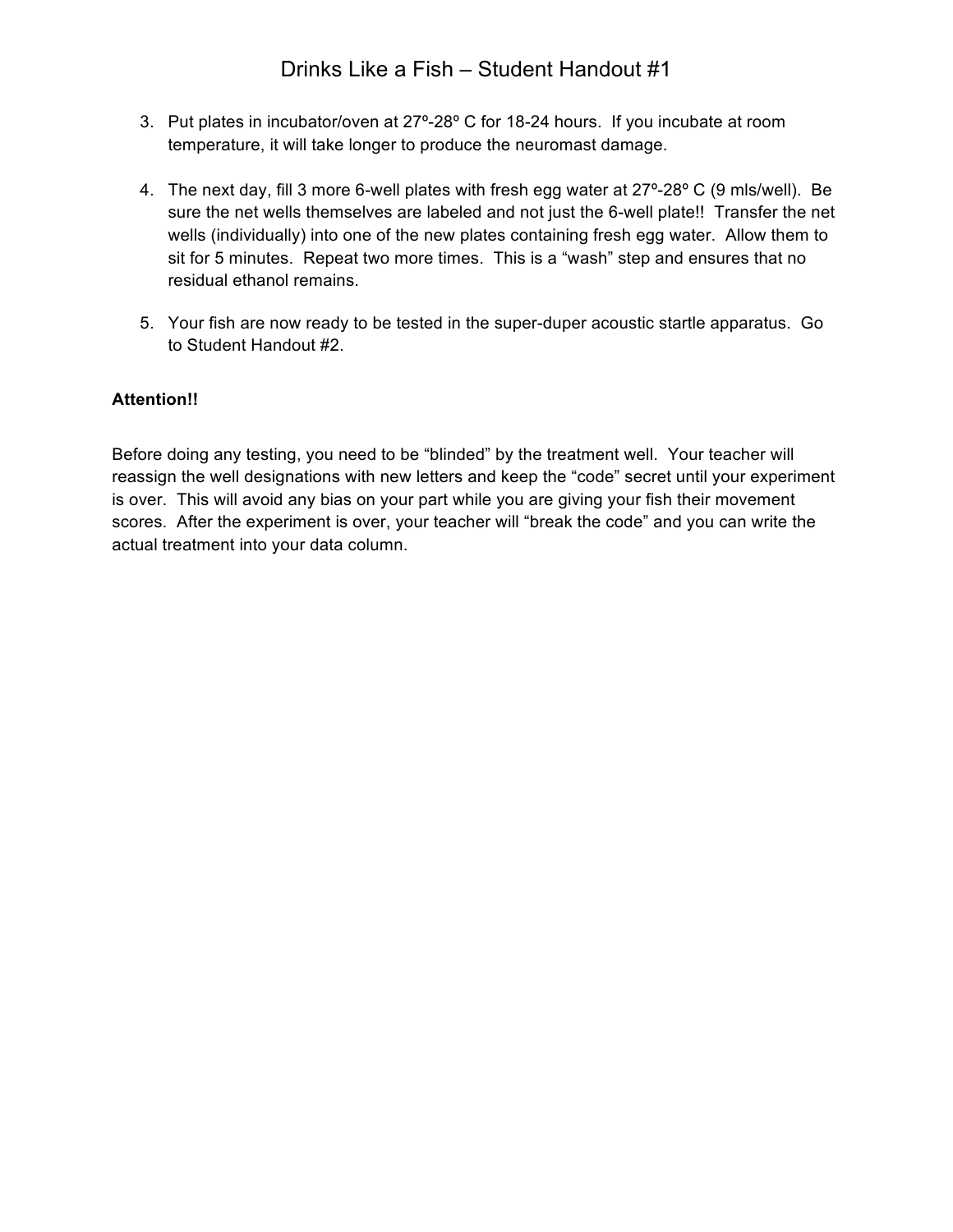3. Put plates in incubator/oven at 27º-28º C for 18-24 hours. If you incubate at room temperature, it will take longer to produce the neuromast damage.

4. The next day, fill 3 more 6-well plates with fresh egg water at 27º-28º C (9 mls/well). Be sure the net wells themselves are labeled and not just the 6-well plate!! Transfer the net wells (individually) into one of the new plates containing fresh egg water. Allow them to sit for 5 minutes. Repeat two more times. This is a "wash" step and ensures that no residual ethanol remains.

5. Your fish are now ready to be tested in the super-duper acoustic startle apparatus. Go to Student Handout #2.

**Attention!!**

Before doing any testing, you need to be "blinded" by the treatment well. Your teacher will reassign the well designations with new letters and keep the "code" secret until your experiment is over. This will avoid any bias on your part while you are giving your fish their movement scores. After the experiment is over, your teacher will "break the code" and you can write the actual treatment into your data column.